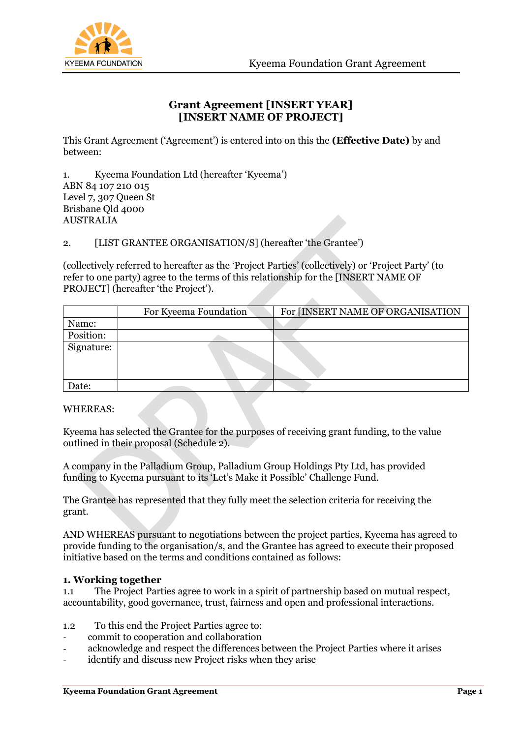# Grant Agreement [INSERT YEAR]
# [INSERT NAME OF PROJECT]

This Grant Agreement ('Agreement') is entered into on this the **(Effective Date)** by and between:

1. Kyeema Foundation Ltd (hereafter 'Kyeema')
ABN 84 107 210 015
Level 7, 307 Queen St
Brisbane Qld 4000
AUSTRALIA

2. [LIST GRANTEE ORGANISATION/S] (hereafter 'the Grantee')

(collectively referred to hereafter as the 'Project Parties' (collectively) or 'Project Party' (to refer to one party) agree to the terms of this relationship for the [INSERT NAME OF PROJECT] (hereafter 'the Project').

| | For Kyeema Foundation | For [INSERT NAME OF ORGANISATION |
|---|---|---|
| Name: | | |
| Position: | | |
| Signature: | | |
| Date: | | |

WHEREAS:

Kyeema has selected the Grantee for the purposes of receiving grant funding, to the value outlined in their proposal (Schedule 2).

A company in the Palladium Group, Palladium Group Holdings Pty Ltd, has provided funding to Kyeema pursuant to its 'Let's Make it Possible' Challenge Fund.

The Grantee has represented that they fully meet the selection criteria for receiving the grant.

AND WHEREAS pursuant to negotiations between the project parties, Kyeema has agreed to provide funding to the organisation/s, and the Grantee has agreed to execute their proposed initiative based on the terms and conditions contained as follows:

### 1. Working together

1.1 The Project Parties agree to work in a spirit of partnership based on mutual respect, accountability, good governance, trust, fairness and open and professional interactions.

1.2 To this end the Project Parties agree to:

- commit to cooperation and collaboration
- acknowledge and respect the differences between the Project Parties where it arises
- identify and discuss new Project risks when they arise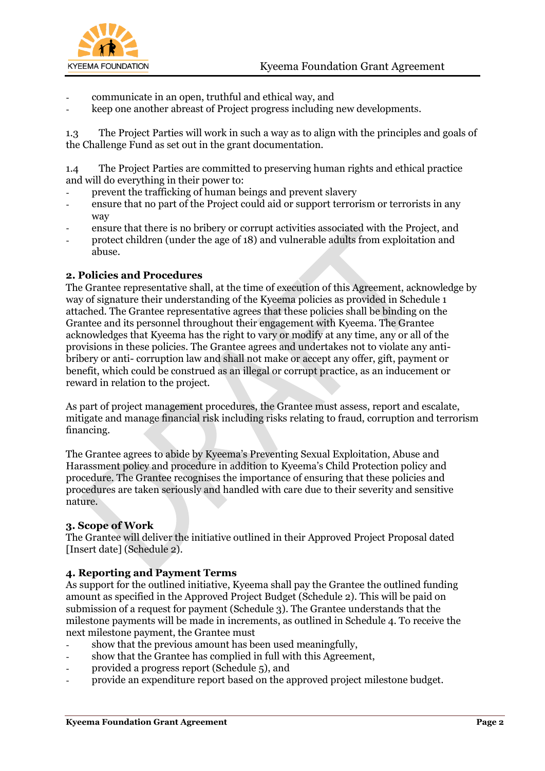- communicate in an open, truthful and ethical way, and
- keep one another abreast of Project progress including new developments.

1.3 The Project Parties will work in such a way as to align with the principles and goals of the Challenge Fund as set out in the grant documentation.

1.4 The Project Parties are committed to preserving human rights and ethical practice and will do everything in their power to:

- prevent the trafficking of human beings and prevent slavery
- ensure that no part of the Project could aid or support terrorism or terrorists in any way
- ensure that there is no bribery or corrupt activities associated with the Project, and
- protect children (under the age of 18) and vulnerable adults from exploitation and abuse.

## 2. Policies and Procedures

The Grantee representative shall, at the time of execution of this Agreement, acknowledge by way of signature their understanding of the Kyeema policies as provided in Schedule 1 attached. The Grantee representative agrees that these policies shall be binding on the Grantee and its personnel throughout their engagement with Kyeema. The Grantee acknowledges that Kyeema has the right to vary or modify at any time, any or all of the provisions in these policies. The Grantee agrees and undertakes not to violate any anti-bribery or anti- corruption law and shall not make or accept any offer, gift, payment or benefit, which could be construed as an illegal or corrupt practice, as an inducement or reward in relation to the project.

As part of project management procedures, the Grantee must assess, report and escalate, mitigate and manage financial risk including risks relating to fraud, corruption and terrorism financing.

The Grantee agrees to abide by Kyeema's Preventing Sexual Exploitation, Abuse and Harassment policy and procedure in addition to Kyeema's Child Protection policy and procedure. The Grantee recognises the importance of ensuring that these policies and procedures are taken seriously and handled with care due to their severity and sensitive nature.

## 3. Scope of Work

The Grantee will deliver the initiative outlined in their Approved Project Proposal dated [Insert date] (Schedule 2).

## 4. Reporting and Payment Terms

As support for the outlined initiative, Kyeema shall pay the Grantee the outlined funding amount as specified in the Approved Project Budget (Schedule 2). This will be paid on submission of a request for payment (Schedule 3). The Grantee understands that the milestone payments will be made in increments, as outlined in Schedule 4. To receive the next milestone payment, the Grantee must

- show that the previous amount has been used meaningfully,
- show that the Grantee has complied in full with this Agreement,
- provided a progress report (Schedule 5), and
- provide an expenditure report based on the approved project milestone budget.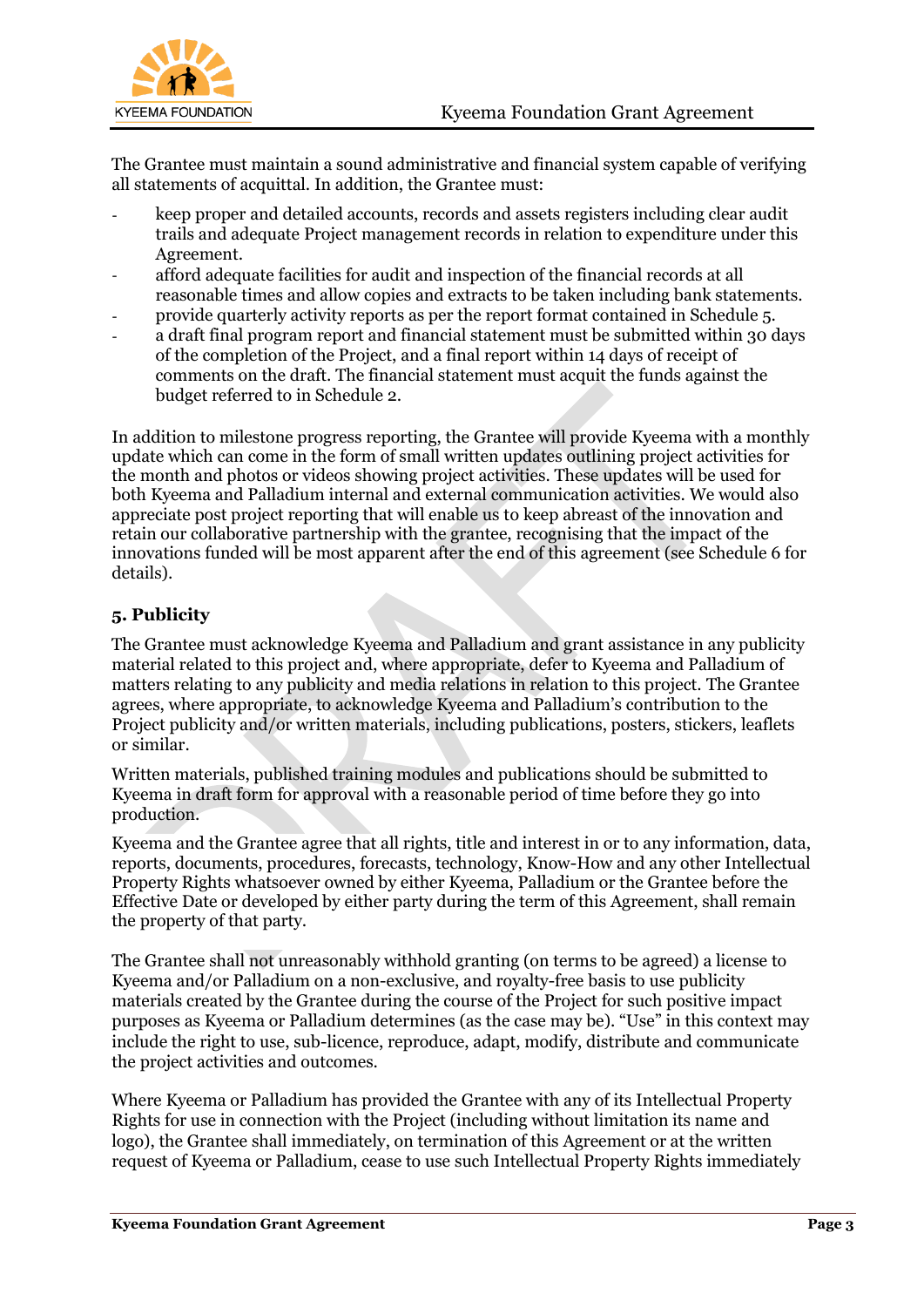The Grantee must maintain a sound administrative and financial system capable of verifying all statements of acquittal. In addition, the Grantee must:

- keep proper and detailed accounts, records and assets registers including clear audit trails and adequate Project management records in relation to expenditure under this Agreement.
- afford adequate facilities for audit and inspection of the financial records at all reasonable times and allow copies and extracts to be taken including bank statements.
- provide quarterly activity reports as per the report format contained in Schedule 5.
- a draft final program report and financial statement must be submitted within 30 days of the completion of the Project, and a final report within 14 days of receipt of comments on the draft. The financial statement must acquit the funds against the budget referred to in Schedule 2.

In addition to milestone progress reporting, the Grantee will provide Kyeema with a monthly update which can come in the form of small written updates outlining project activities for the month and photos or videos showing project activities. These updates will be used for both Kyeema and Palladium internal and external communication activities. We would also appreciate post project reporting that will enable us to keep abreast of the innovation and retain our collaborative partnership with the grantee, recognising that the impact of the innovations funded will be most apparent after the end of this agreement (see Schedule 6 for details).

## 5. Publicity

The Grantee must acknowledge Kyeema and Palladium and grant assistance in any publicity material related to this project and, where appropriate, defer to Kyeema and Palladium of matters relating to any publicity and media relations in relation to this project. The Grantee agrees, where appropriate, to acknowledge Kyeema and Palladium's contribution to the Project publicity and/or written materials, including publications, posters, stickers, leaflets or similar.

Written materials, published training modules and publications should be submitted to Kyeema in draft form for approval with a reasonable period of time before they go into production.

Kyeema and the Grantee agree that all rights, title and interest in or to any information, data, reports, documents, procedures, forecasts, technology, Know-How and any other Intellectual Property Rights whatsoever owned by either Kyeema, Palladium or the Grantee before the Effective Date or developed by either party during the term of this Agreement, shall remain the property of that party.

The Grantee shall not unreasonably withhold granting (on terms to be agreed) a license to Kyeema and/or Palladium on a non-exclusive, and royalty-free basis to use publicity materials created by the Grantee during the course of the Project for such positive impact purposes as Kyeema or Palladium determines (as the case may be). "Use" in this context may include the right to use, sub-licence, reproduce, adapt, modify, distribute and communicate the project activities and outcomes.

Where Kyeema or Palladium has provided the Grantee with any of its Intellectual Property Rights for use in connection with the Project (including without limitation its name and logo), the Grantee shall immediately, on termination of this Agreement or at the written request of Kyeema or Palladium, cease to use such Intellectual Property Rights immediately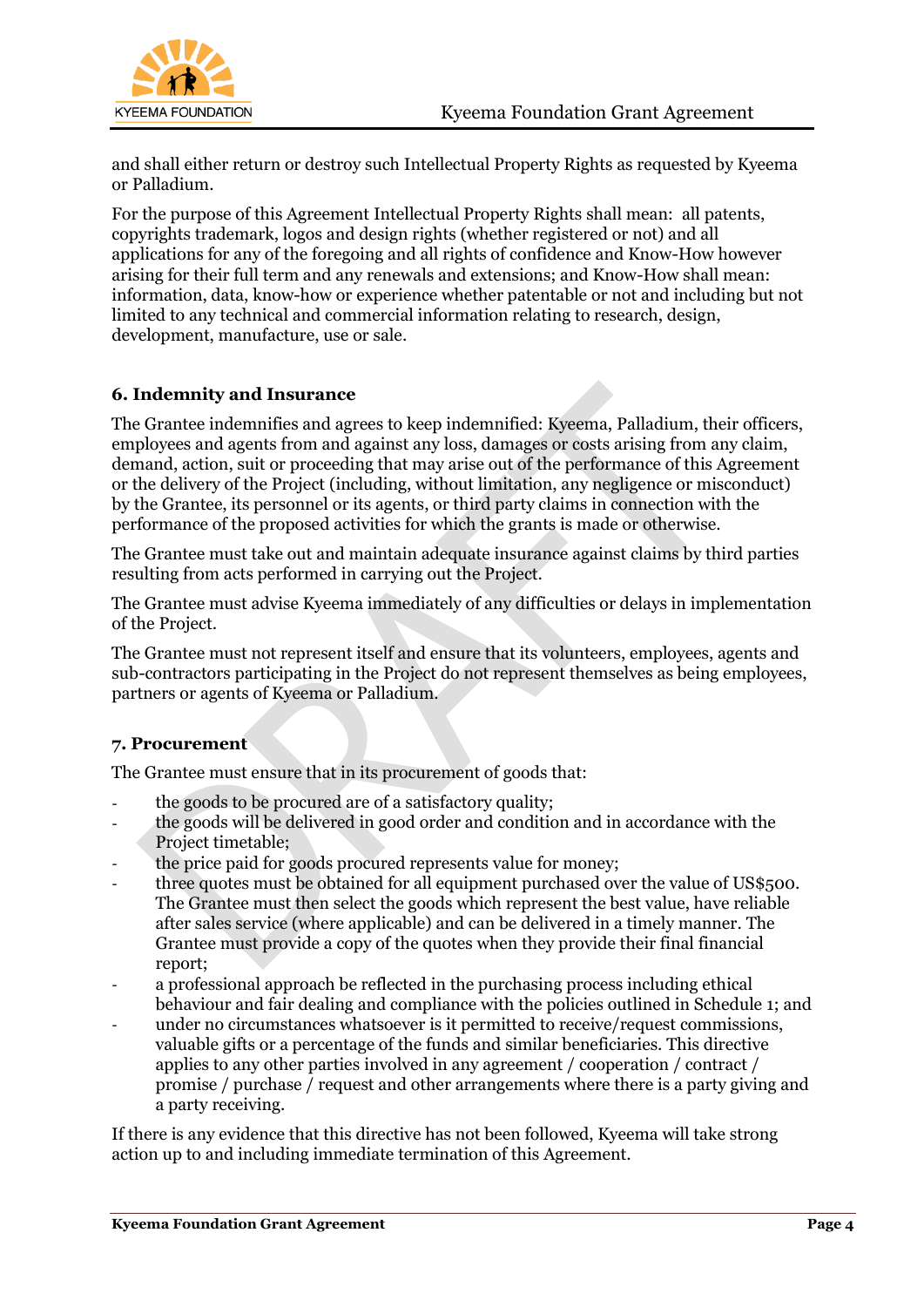and shall either return or destroy such Intellectual Property Rights as requested by Kyeema or Palladium.

For the purpose of this Agreement Intellectual Property Rights shall mean: all patents, copyrights trademark, logos and design rights (whether registered or not) and all applications for any of the foregoing and all rights of confidence and Know-How however arising for their full term and any renewals and extensions; and Know-How shall mean: information, data, know-how or experience whether patentable or not and including but not limited to any technical and commercial information relating to research, design, development, manufacture, use or sale.

### 6. Indemnity and Insurance

The Grantee indemnifies and agrees to keep indemnified: Kyeema, Palladium, their officers, employees and agents from and against any loss, damages or costs arising from any claim, demand, action, suit or proceeding that may arise out of the performance of this Agreement or the delivery of the Project (including, without limitation, any negligence or misconduct) by the Grantee, its personnel or its agents, or third party claims in connection with the performance of the proposed activities for which the grants is made or otherwise.

The Grantee must take out and maintain adequate insurance against claims by third parties resulting from acts performed in carrying out the Project.

The Grantee must advise Kyeema immediately of any difficulties or delays in implementation of the Project.

The Grantee must not represent itself and ensure that its volunteers, employees, agents and sub-contractors participating in the Project do not represent themselves as being employees, partners or agents of Kyeema or Palladium.

### 7. Procurement

The Grantee must ensure that in its procurement of goods that:

- the goods to be procured are of a satisfactory quality;
- the goods will be delivered in good order and condition and in accordance with the Project timetable;
- the price paid for goods procured represents value for money;
- three quotes must be obtained for all equipment purchased over the value of US$500. The Grantee must then select the goods which represent the best value, have reliable after sales service (where applicable) and can be delivered in a timely manner. The Grantee must provide a copy of the quotes when they provide their final financial report;
- a professional approach be reflected in the purchasing process including ethical behaviour and fair dealing and compliance with the policies outlined in Schedule 1; and
- under no circumstances whatsoever is it permitted to receive/request commissions, valuable gifts or a percentage of the funds and similar beneficiaries. This directive applies to any other parties involved in any agreement / cooperation / contract / promise / purchase / request and other arrangements where there is a party giving and a party receiving.

If there is any evidence that this directive has not been followed, Kyeema will take strong action up to and including immediate termination of this Agreement.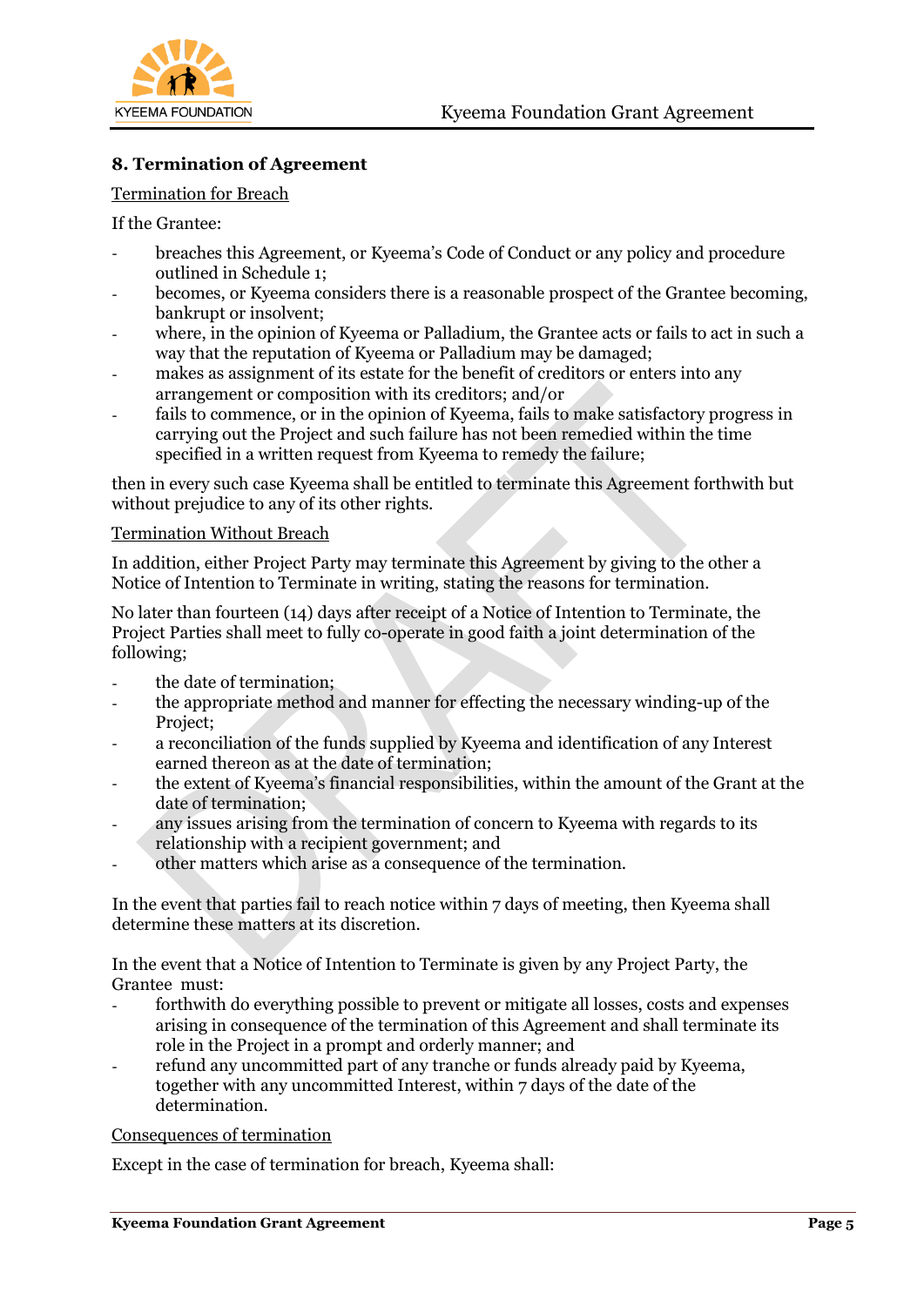## 8. Termination of Agreement

Termination for Breach

If the Grantee:

- breaches this Agreement, or Kyeema's Code of Conduct or any policy and procedure outlined in Schedule 1;
- becomes, or Kyeema considers there is a reasonable prospect of the Grantee becoming, bankrupt or insolvent;
- where, in the opinion of Kyeema or Palladium, the Grantee acts or fails to act in such a way that the reputation of Kyeema or Palladium may be damaged;
- makes as assignment of its estate for the benefit of creditors or enters into any arrangement or composition with its creditors; and/or
- fails to commence, or in the opinion of Kyeema, fails to make satisfactory progress in carrying out the Project and such failure has not been remedied within the time specified in a written request from Kyeema to remedy the failure;

then in every such case Kyeema shall be entitled to terminate this Agreement forthwith but without prejudice to any of its other rights.

Termination Without Breach

In addition, either Project Party may terminate this Agreement by giving to the other a Notice of Intention to Terminate in writing, stating the reasons for termination.

No later than fourteen (14) days after receipt of a Notice of Intention to Terminate, the Project Parties shall meet to fully co-operate in good faith a joint determination of the following;

- the date of termination;
- the appropriate method and manner for effecting the necessary winding-up of the Project;
- a reconciliation of the funds supplied by Kyeema and identification of any Interest earned thereon as at the date of termination;
- the extent of Kyeema's financial responsibilities, within the amount of the Grant at the date of termination;
- any issues arising from the termination of concern to Kyeema with regards to its relationship with a recipient government; and
- other matters which arise as a consequence of the termination.

In the event that parties fail to reach notice within 7 days of meeting, then Kyeema shall determine these matters at its discretion.

In the event that a Notice of Intention to Terminate is given by any Project Party, the Grantee must:

- forthwith do everything possible to prevent or mitigate all losses, costs and expenses arising in consequence of the termination of this Agreement and shall terminate its role in the Project in a prompt and orderly manner; and
- refund any uncommitted part of any tranche or funds already paid by Kyeema, together with any uncommitted Interest, within 7 days of the date of the determination.

Consequences of termination

Except in the case of termination for breach, Kyeema shall: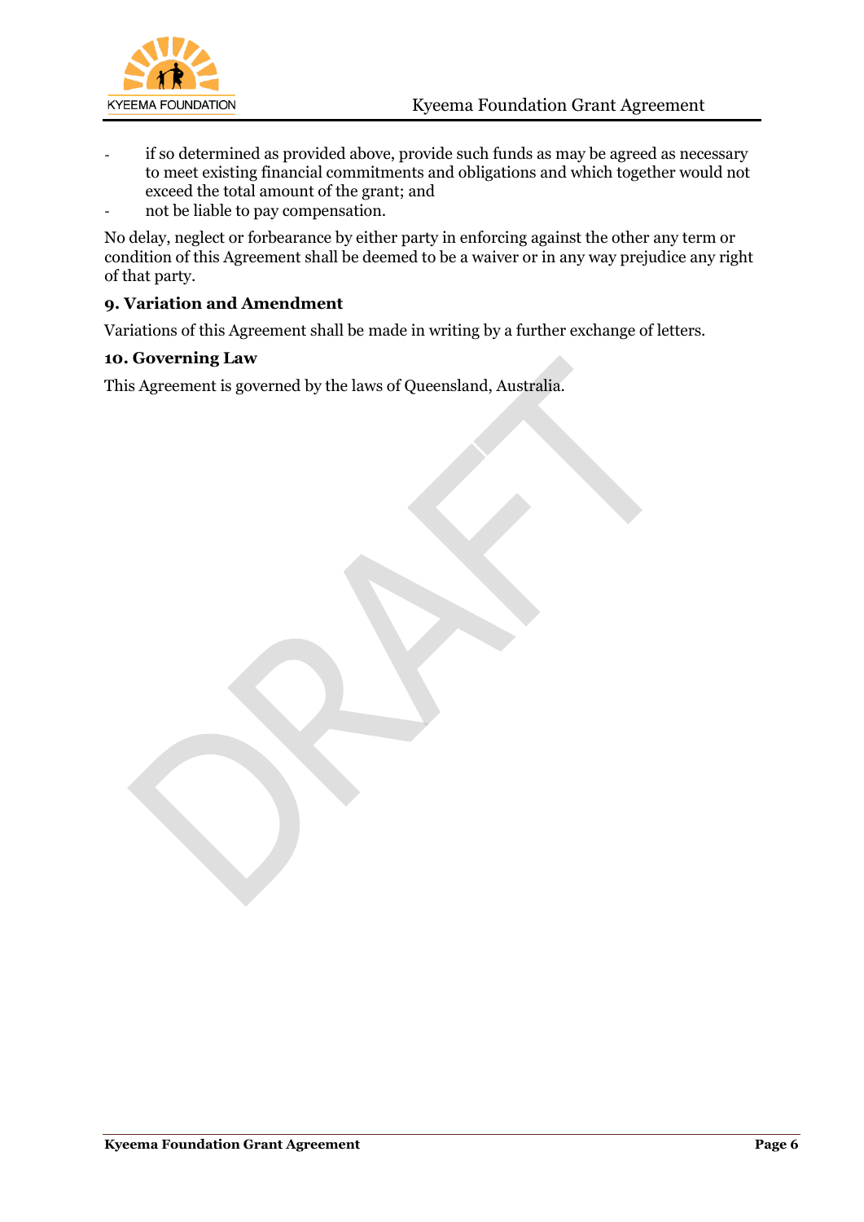- if so determined as provided above, provide such funds as may be agreed as necessary to meet existing financial commitments and obligations and which together would not exceed the total amount of the grant; and
- not be liable to pay compensation.

No delay, neglect or forbearance by either party in enforcing against the other any term or condition of this Agreement shall be deemed to be a waiver or in any way prejudice any right of that party.

### 9. Variation and Amendment

Variations of this Agreement shall be made in writing by a further exchange of letters.

### 10. Governing Law

This Agreement is governed by the laws of Queensland, Australia.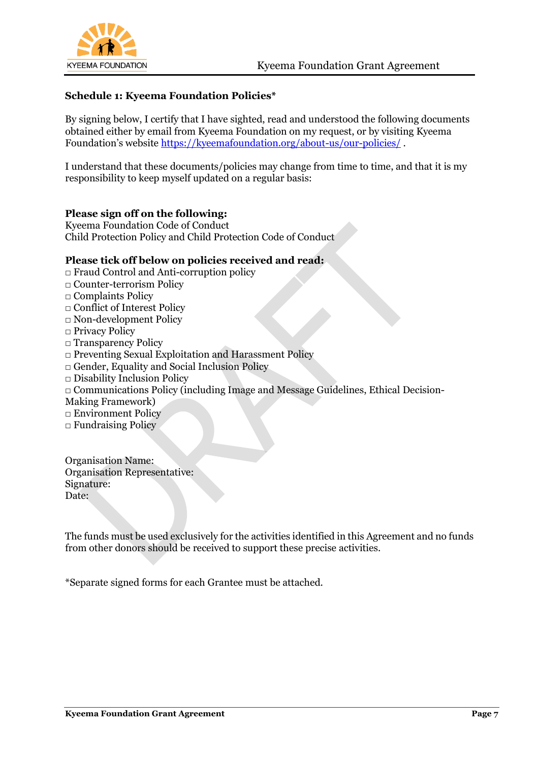**Schedule 1: Kyeema Foundation Policies***

By signing below, I certify that I have sighted, read and understood the following documents obtained either by email from Kyeema Foundation on my request, or by visiting Kyeema Foundation's website https://kyeemafoundation.org/about-us/our-policies/ .

I understand that these documents/policies may change from time to time, and that it is my responsibility to keep myself updated on a regular basis:

**Please sign off on the following:**
Kyeema Foundation Code of Conduct
Child Protection Policy and Child Protection Code of Conduct

**Please tick off below on policies received and read:**
□ Fraud Control and Anti-corruption policy
□ Counter-terrorism Policy
□ Complaints Policy
□ Conflict of Interest Policy
□ Non-development Policy
□ Privacy Policy
□ Transparency Policy
□ Preventing Sexual Exploitation and Harassment Policy
□ Gender, Equality and Social Inclusion Policy
□ Disability Inclusion Policy
□ Communications Policy (including Image and Message Guidelines, Ethical Decision-Making Framework)
□ Environment Policy
□ Fundraising Policy

Organisation Name:
Organisation Representative:
Signature:
Date:

The funds must be used exclusively for the activities identified in this Agreement and no funds from other donors should be received to support these precise activities.

*Separate signed forms for each Grantee must be attached.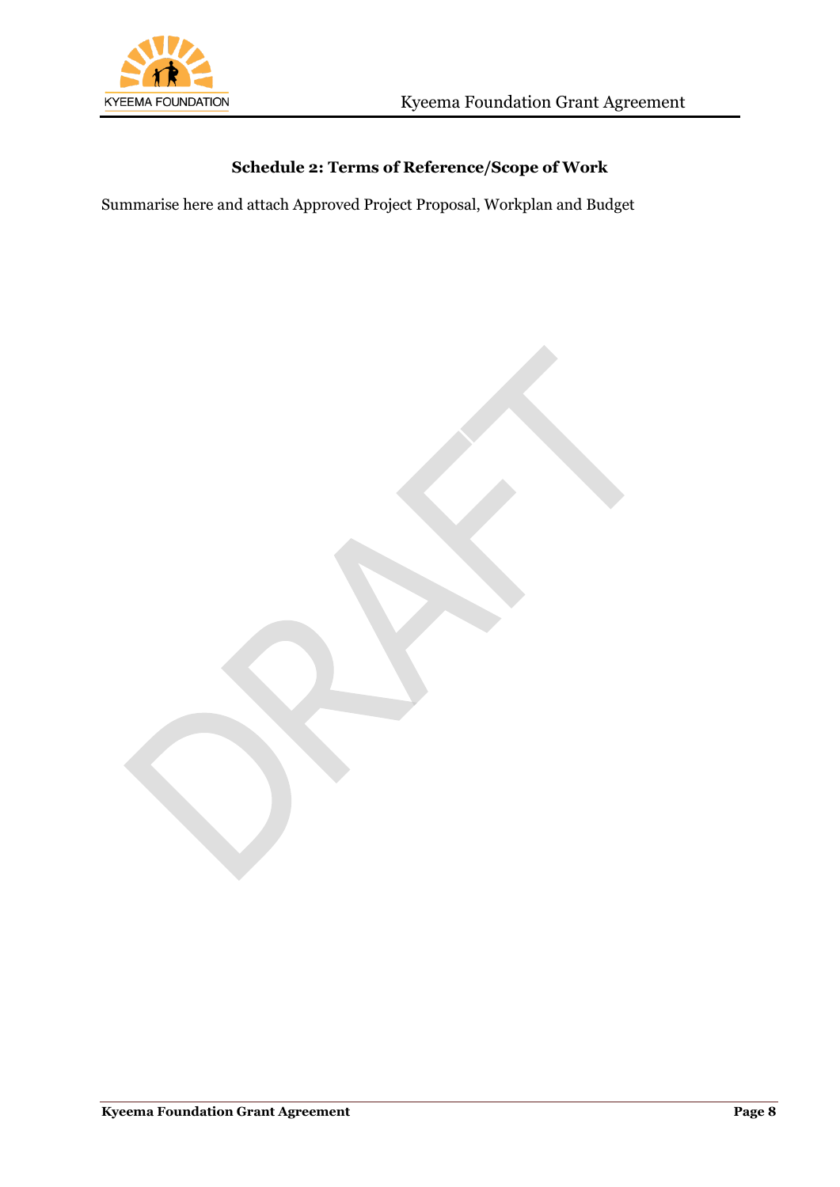## Schedule 2: Terms of Reference/Scope of Work

Summarise here and attach Approved Project Proposal, Workplan and Budget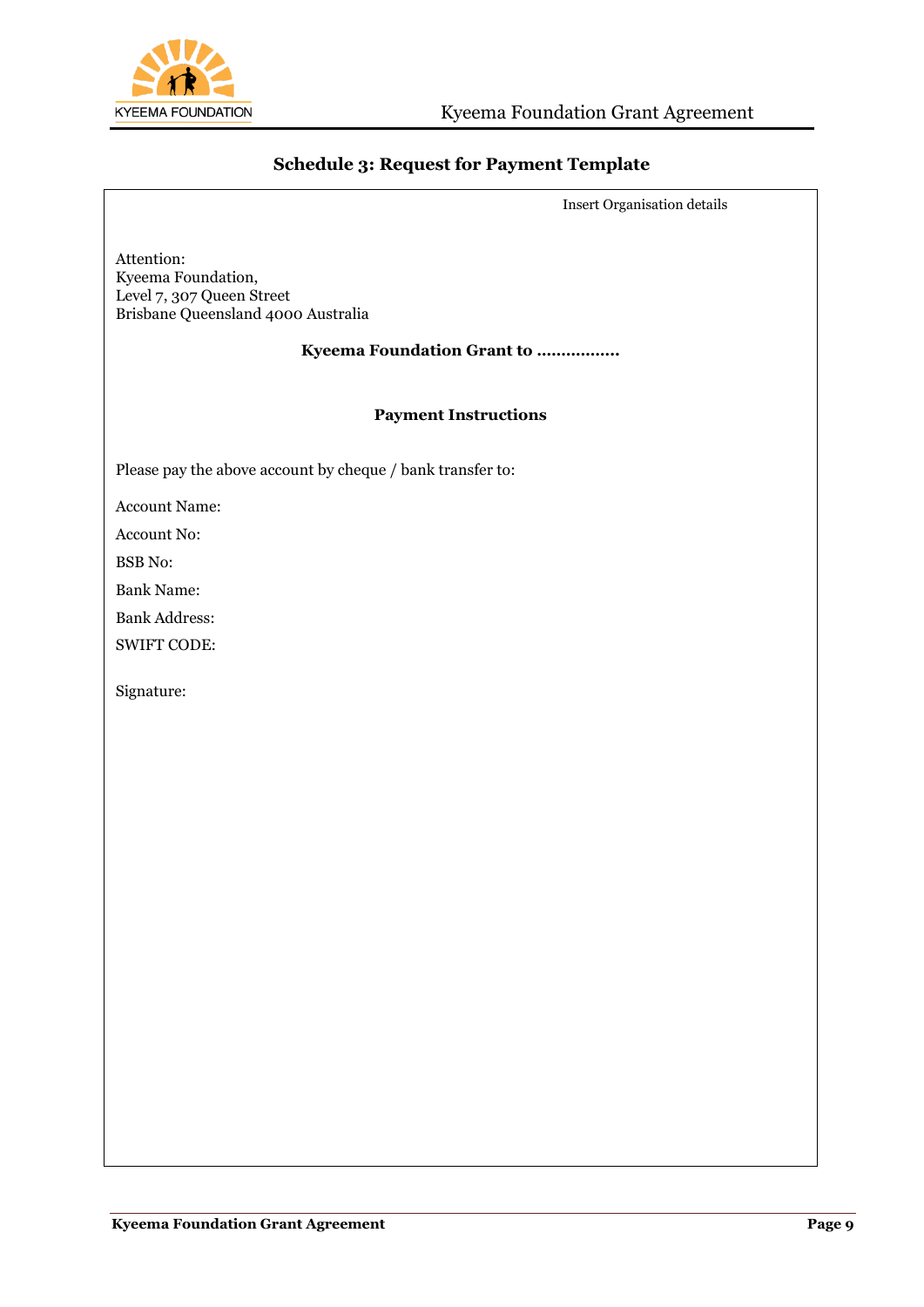## Schedule 3: Request for Payment Template

Insert Organisation details

Attention:
Kyeema Foundation,
Level 7, 307 Queen Street
Brisbane Queensland 4000 Australia

**Kyeema Foundation Grant to ................**

**Payment Instructions**

Please pay the above account by cheque / bank transfer to:

Account Name:

Account No:

BSB No:

Bank Name:

Bank Address:

SWIFT CODE:

Signature: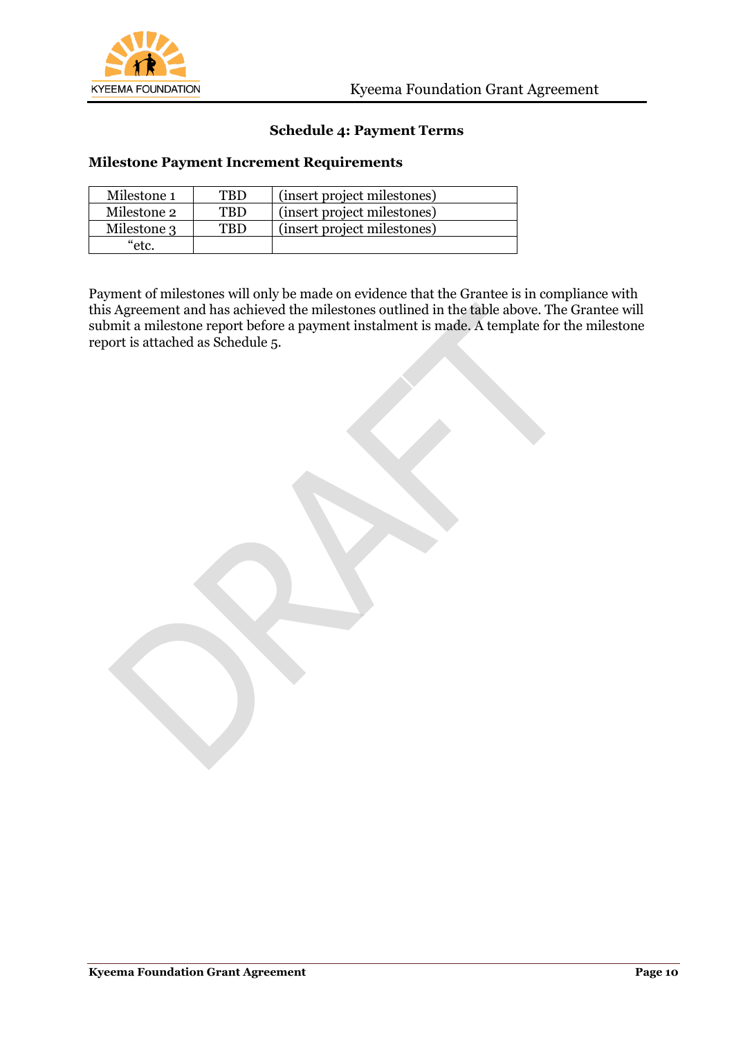### Schedule 4: Payment Terms

**Milestone Payment Increment Requirements**

| Milestone 1 | TBD | (insert project milestones) |
|---|---|---|
| Milestone 2 | TBD | (insert project milestones) |
| Milestone 3 | TBD | (insert project milestones) |
| “etc. | | |

Payment of milestones will only be made on evidence that the Grantee is in compliance with this Agreement and has achieved the milestones outlined in the table above. The Grantee will submit a milestone report before a payment instalment is made. A template for the milestone report is attached as Schedule 5.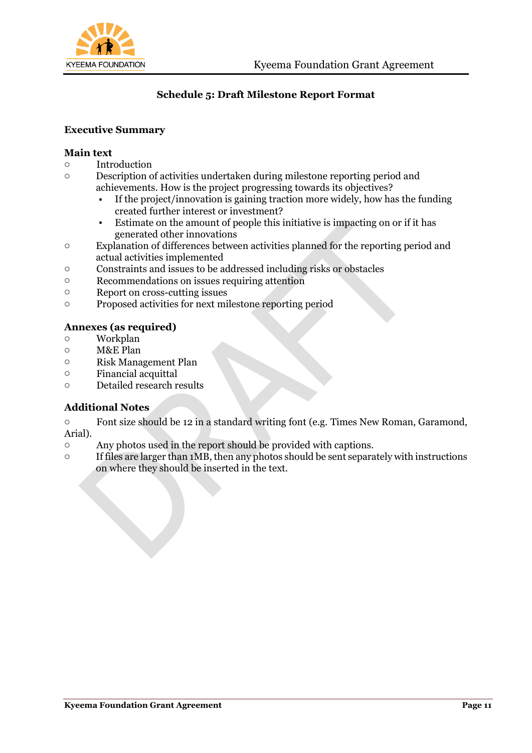## Schedule 5: Draft Milestone Report Format

**Executive Summary**

**Main text**

- Introduction
- Description of activities undertaken during milestone reporting period and achievements. How is the project progressing towards its objectives?
  - If the project/innovation is gaining traction more widely, how has the funding created further interest or investment?
  - Estimate on the amount of people this initiative is impacting on or if it has generated other innovations
- Explanation of differences between activities planned for the reporting period and actual activities implemented
- Constraints and issues to be addressed including risks or obstacles
- Recommendations on issues requiring attention
- Report on cross-cutting issues
- Proposed activities for next milestone reporting period

**Annexes (as required)**

- Workplan
- M&E Plan
- Risk Management Plan
- Financial acquittal
- Detailed research results

**Additional Notes**

- Font size should be 12 in a standard writing font (e.g. Times New Roman, Garamond, Arial).
- Any photos used in the report should be provided with captions.
- If files are larger than 1MB, then any photos should be sent separately with instructions on where they should be inserted in the text.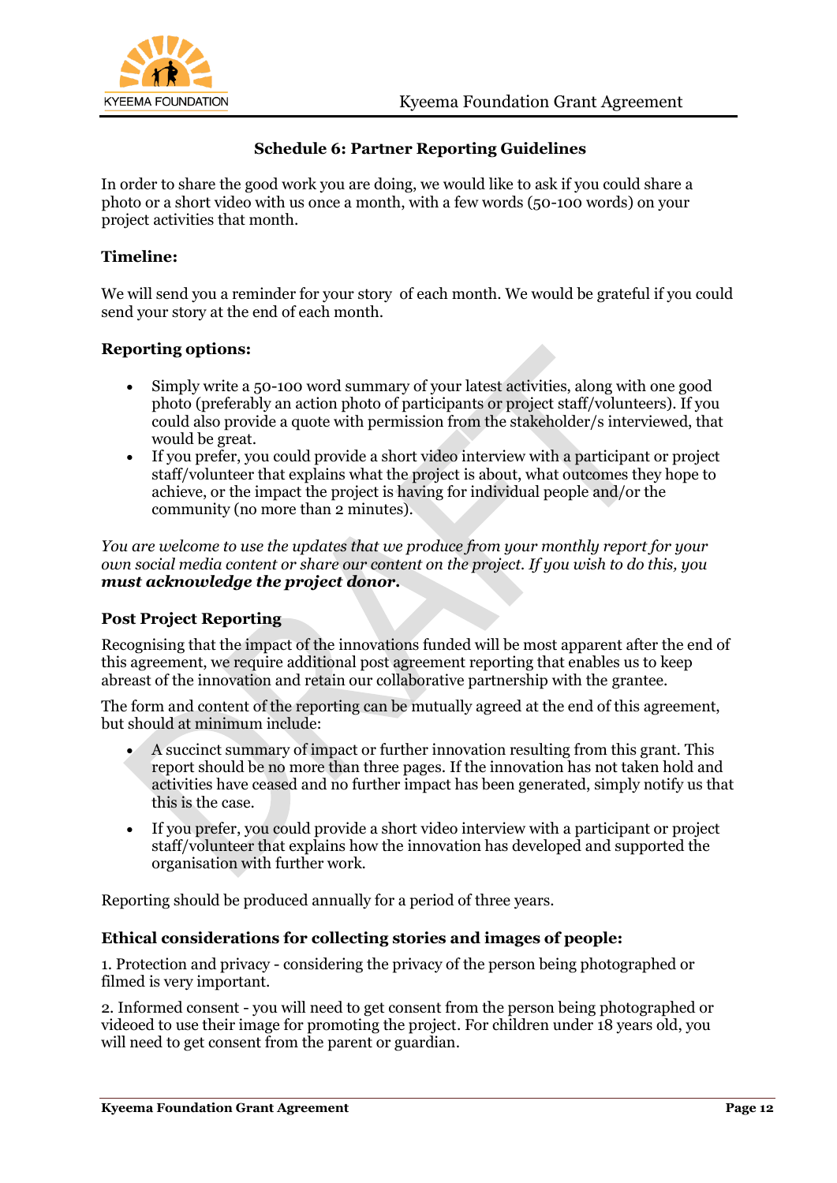### Schedule 6: Partner Reporting Guidelines

In order to share the good work you are doing, we would like to ask if you could share a photo or a short video with us once a month, with a few words (50-100 words) on your project activities that month.

**Timeline:**

We will send you a reminder for your story of each month. We would be grateful if you could send your story at the end of each month.

**Reporting options:**

- Simply write a 50-100 word summary of your latest activities, along with one good photo (preferably an action photo of participants or project staff/volunteers). If you could also provide a quote with permission from the stakeholder/s interviewed, that would be great.
- If you prefer, you could provide a short video interview with a participant or project staff/volunteer that explains what the project is about, what outcomes they hope to achieve, or the impact the project is having for individual people and/or the community (no more than 2 minutes).

*You are welcome to use the updates that we produce from your monthly report for your own social media content or share our content on the project. If you wish to do this, you* ***must acknowledge the project donor.***

**Post Project Reporting**

Recognising that the impact of the innovations funded will be most apparent after the end of this agreement, we require additional post agreement reporting that enables us to keep abreast of the innovation and retain our collaborative partnership with the grantee.

The form and content of the reporting can be mutually agreed at the end of this agreement, but should at minimum include:

- A succinct summary of impact or further innovation resulting from this grant. This report should be no more than three pages. If the innovation has not taken hold and activities have ceased and no further impact has been generated, simply notify us that this is the case.
- If you prefer, you could provide a short video interview with a participant or project staff/volunteer that explains how the innovation has developed and supported the organisation with further work.

Reporting should be produced annually for a period of three years.

**Ethical considerations for collecting stories and images of people:**

1. Protection and privacy - considering the privacy of the person being photographed or filmed is very important.

2. Informed consent - you will need to get consent from the person being photographed or videoed to use their image for promoting the project. For children under 18 years old, you will need to get consent from the parent or guardian.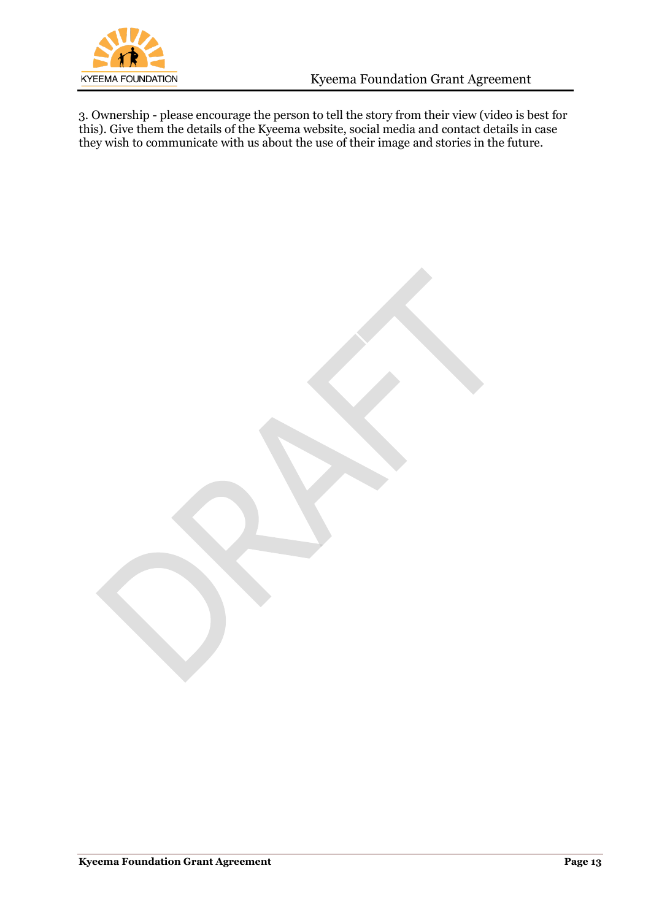3. Ownership - please encourage the person to tell the story from their view (video is best for this). Give them the details of the Kyeema website, social media and contact details in case they wish to communicate with us about the use of their image and stories in the future.